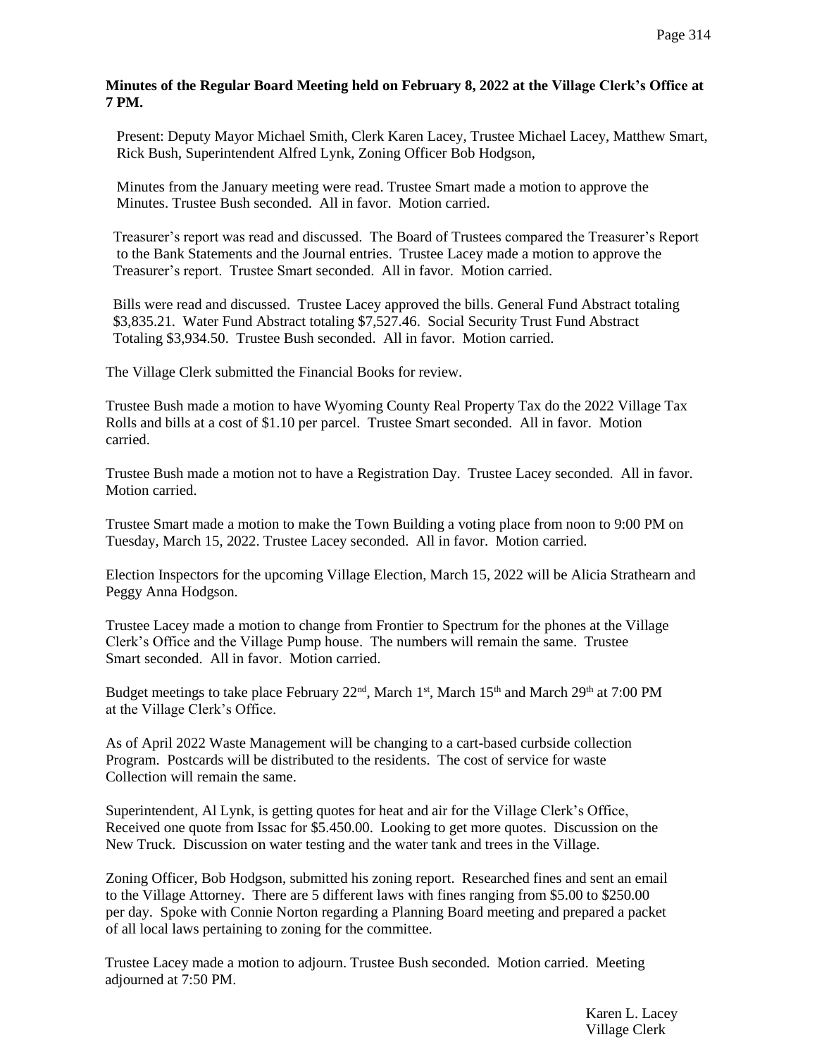**Minutes of the Regular Board Meeting held on February 8, 2022 at the Village Clerk's Office at 7 PM.**

Present: Deputy Mayor Michael Smith, Clerk Karen Lacey, Trustee Michael Lacey, Matthew Smart, Rick Bush, Superintendent Alfred Lynk, Zoning Officer Bob Hodgson,

Minutes from the January meeting were read. Trustee Smart made a motion to approve the Minutes. Trustee Bush seconded. All in favor. Motion carried.

Treasurer's report was read and discussed. The Board of Trustees compared the Treasurer's Report to the Bank Statements and the Journal entries. Trustee Lacey made a motion to approve the Treasurer's report. Trustee Smart seconded. All in favor. Motion carried.

Bills were read and discussed. Trustee Lacey approved the bills. General Fund Abstract totaling $3,835.21. Water Fund Abstract totaling $7,527.46. Social Security Trust Fund Abstract Totaling $3,934.50. Trustee Bush seconded. All in favor. Motion carried.

The Village Clerk submitted the Financial Books for review.

Trustee Bush made a motion to have Wyoming County Real Property Tax do the 2022 Village Tax Rolls and bills at a cost of $1.10 per parcel. Trustee Smart seconded. All in favor. Motion carried.

Trustee Bush made a motion not to have a Registration Day. Trustee Lacey seconded. All in favor. Motion carried.

Trustee Smart made a motion to make the Town Building a voting place from noon to 9:00 PM on Tuesday, March 15, 2022. Trustee Lacey seconded. All in favor. Motion carried.

Election Inspectors for the upcoming Village Election, March 15, 2022 will be Alicia Strathearn and Peggy Anna Hodgson.

Trustee Lacey made a motion to change from Frontier to Spectrum for the phones at the Village Clerk's Office and the Village Pump house. The numbers will remain the same. Trustee Smart seconded. All in favor. Motion carried.

Budget meetings to take place February 22nd, March 1st, March 15th and March 29th at 7:00 PM at the Village Clerk's Office.

As of April 2022 Waste Management will be changing to a cart-based curbside collection Program. Postcards will be distributed to the residents. The cost of service for waste Collection will remain the same.

Superintendent, Al Lynk, is getting quotes for heat and air for the Village Clerk's Office, Received one quote from Issac for $5.450.00. Looking to get more quotes. Discussion on the New Truck. Discussion on water testing and the water tank and trees in the Village.

Zoning Officer, Bob Hodgson, submitted his zoning report. Researched fines and sent an email to the Village Attorney. There are 5 different laws with fines ranging from $5.00 to $250.00 per day. Spoke with Connie Norton regarding a Planning Board meeting and prepared a packet of all local laws pertaining to zoning for the committee.

Trustee Lacey made a motion to adjourn. Trustee Bush seconded. Motion carried. Meeting adjourned at 7:50 PM.

Karen L. Lacey
Village Clerk